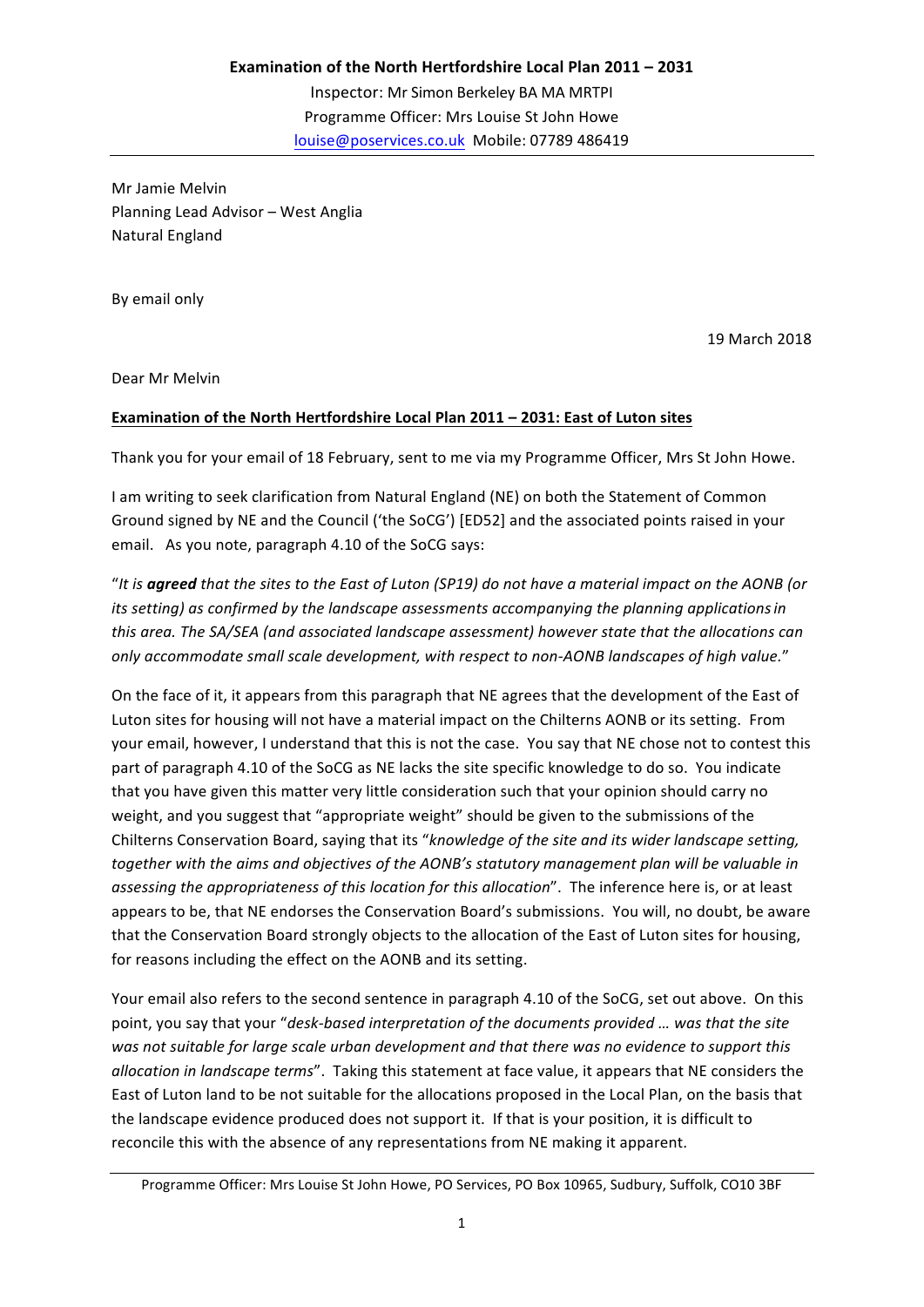**Examination of the North Hertfordshire Local Plan 2011 – 2031**

Inspector: Mr Simon Berkeley BA MA MRTPI
Programme Officer: Mrs Louise St John Howe
louise@poservices.co.uk Mobile: 07789 486419

Mr Jamie Melvin
Planning Lead Advisor – West Anglia
Natural England

By email only

19 March 2018

Dear Mr Melvin

**Examination of the North Hertfordshire Local Plan 2011 – 2031: East of Luton sites**

Thank you for your email of 18 February, sent to me via my Programme Officer, Mrs St John Howe.

I am writing to seek clarification from Natural England (NE) on both the Statement of Common Ground signed by NE and the Council ('the SoCG') [ED52] and the associated points raised in your email. As you note, paragraph 4.10 of the SoCG says:

"*It is **agreed** that the sites to the East of Luton (SP19) do not have a material impact on the AONB (or its setting) as confirmed by the landscape assessments accompanying the planning applications in this area. The SA/SEA (and associated landscape assessment) however state that the allocations can only accommodate small scale development, with respect to non-AONB landscapes of high value.*"

On the face of it, it appears from this paragraph that NE agrees that the development of the East of Luton sites for housing will not have a material impact on the Chilterns AONB or its setting. From your email, however, I understand that this is not the case. You say that NE chose not to contest this part of paragraph 4.10 of the SoCG as NE lacks the site specific knowledge to do so. You indicate that you have given this matter very little consideration such that your opinion should carry no weight, and you suggest that "appropriate weight" should be given to the submissions of the Chilterns Conservation Board, saying that its "*knowledge of the site and its wider landscape setting, together with the aims and objectives of the AONB's statutory management plan will be valuable in assessing the appropriateness of this location for this allocation*". The inference here is, or at least appears to be, that NE endorses the Conservation Board's submissions. You will, no doubt, be aware that the Conservation Board strongly objects to the allocation of the East of Luton sites for housing, for reasons including the effect on the AONB and its setting.

Your email also refers to the second sentence in paragraph 4.10 of the SoCG, set out above. On this point, you say that your "*desk-based interpretation of the documents provided … was that the site was not suitable for large scale urban development and that there was no evidence to support this allocation in landscape terms*". Taking this statement at face value, it appears that NE considers the East of Luton land to be not suitable for the allocations proposed in the Local Plan, on the basis that the landscape evidence produced does not support it. If that is your position, it is difficult to reconcile this with the absence of any representations from NE making it apparent.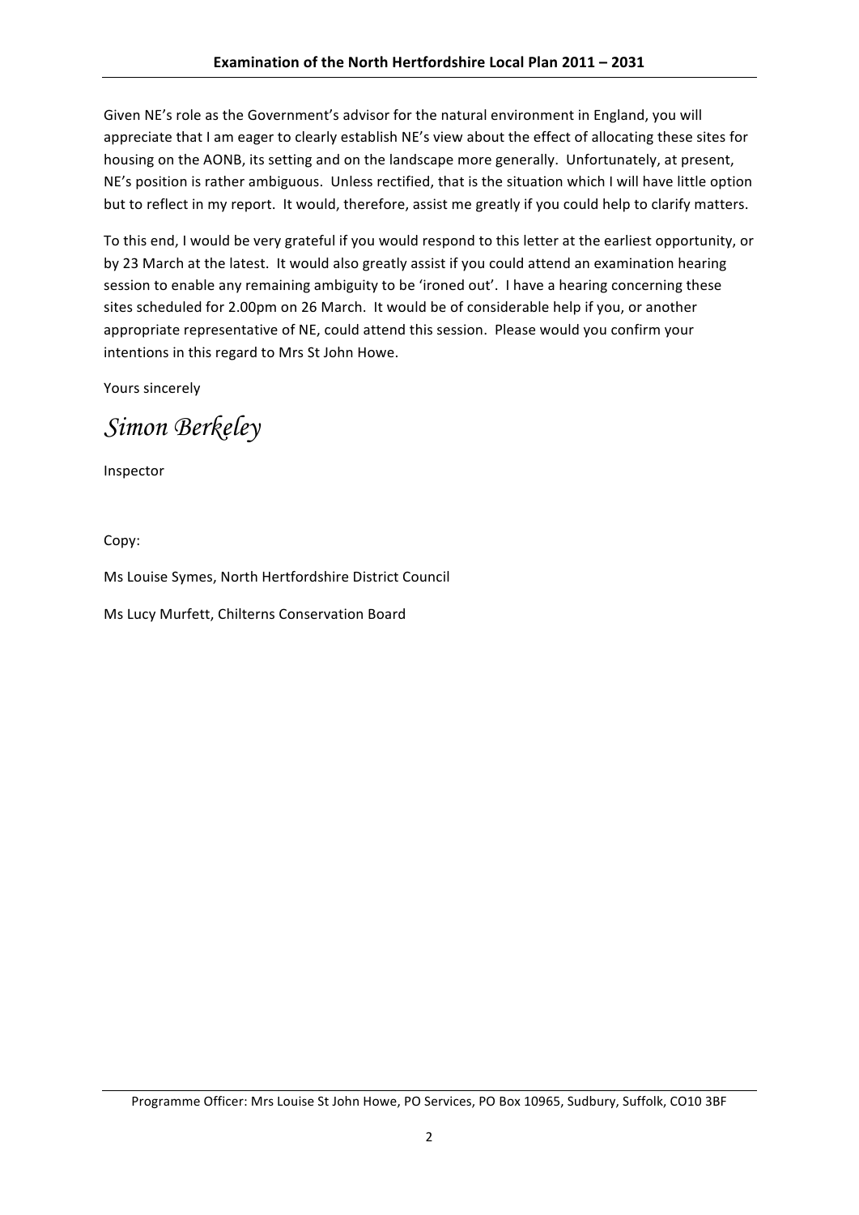Given NE's role as the Government's advisor for the natural environment in England, you will appreciate that I am eager to clearly establish NE's view about the effect of allocating these sites for housing on the AONB, its setting and on the landscape more generally. Unfortunately, at present, NE's position is rather ambiguous. Unless rectified, that is the situation which I will have little option but to reflect in my report. It would, therefore, assist me greatly if you could help to clarify matters.

To this end, I would be very grateful if you would respond to this letter at the earliest opportunity, or by 23 March at the latest. It would also greatly assist if you could attend an examination hearing session to enable any remaining ambiguity to be 'ironed out'. I have a hearing concerning these sites scheduled for 2.00pm on 26 March. It would be of considerable help if you, or another appropriate representative of NE, could attend this session. Please would you confirm your intentions in this regard to Mrs St John Howe.

Yours sincerely

*Simon Berkeley*

Inspector

Copy:

Ms Louise Symes, North Hertfordshire District Council

Ms Lucy Murfett, Chilterns Conservation Board